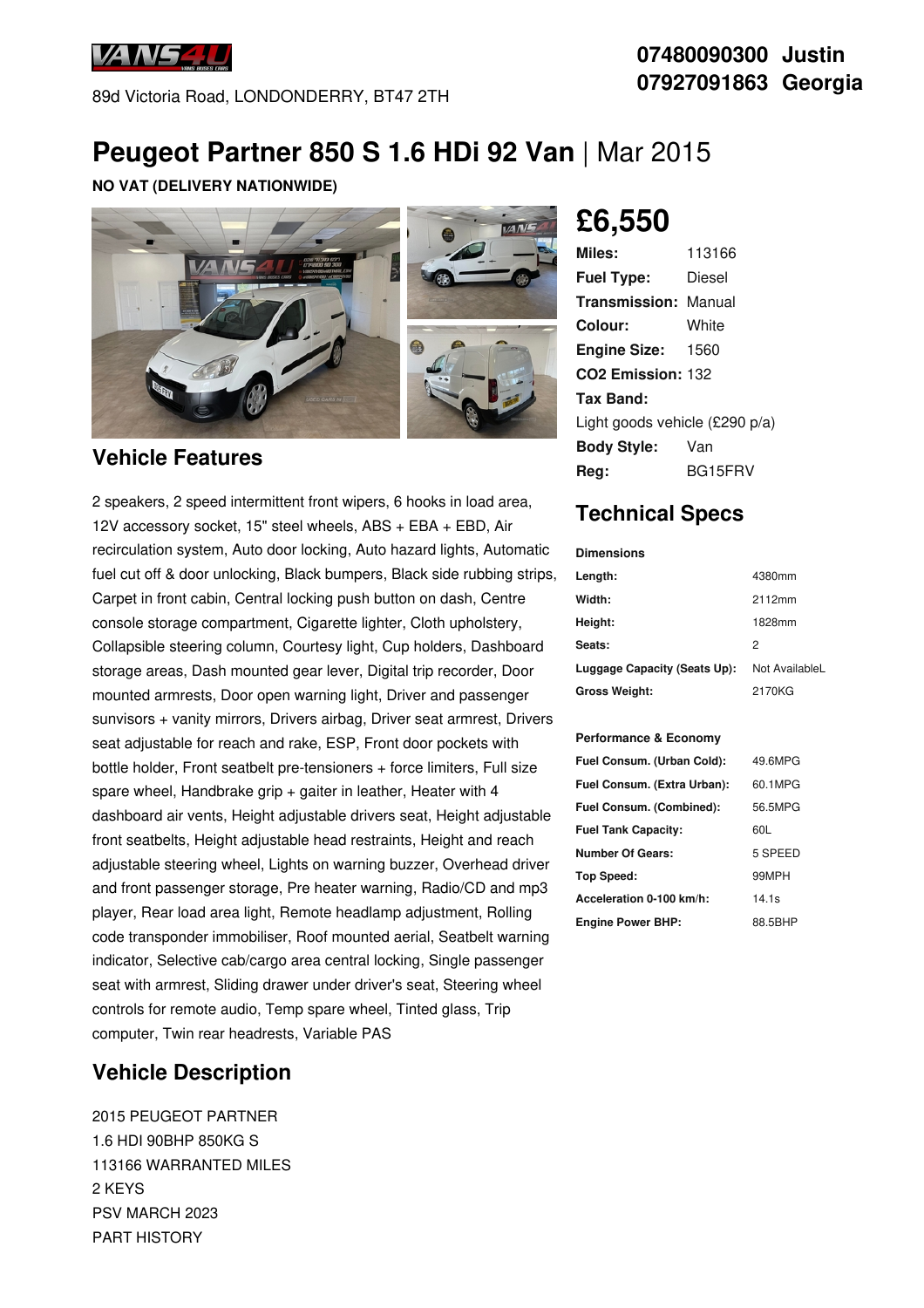VANS4U

89d Victoria Road, LONDONDERRY, BT47 2TH

**07480090300 Justin**
**07927091863 Georgia**

# Peugeot Partner 850 S 1.6 HDi 92 Van | Mar 2015

**NO VAT (DELIVERY NATIONWIDE)**

## £6,550

| | |
|---|---|
| **Miles:** | 113166 |
| **Fuel Type:** | Diesel |
| **Transmission:** | Manual |
| **Colour:** | White |
| **Engine Size:** | 1560 |
| **CO2 Emission:** | 132 |
| **Tax Band:** | Light goods vehicle (£290 p/a) |
| **Body Style:** | Van |
| **Reg:** | BG15FRV |

## Vehicle Features

2 speakers, 2 speed intermittent front wipers, 6 hooks in load area, 12V accessory socket, 15" steel wheels, ABS + EBA + EBD, Air recirculation system, Auto door locking, Auto hazard lights, Automatic fuel cut off & door unlocking, Black bumpers, Black side rubbing strips, Carpet in front cabin, Central locking push button on dash, Centre console storage compartment, Cigarette lighter, Cloth upholstery, Collapsible steering column, Courtesy light, Cup holders, Dashboard storage areas, Dash mounted gear lever, Digital trip recorder, Door mounted armrests, Door open warning light, Driver and passenger sunvisors + vanity mirrors, Drivers airbag, Driver seat armrest, Drivers seat adjustable for reach and rake, ESP, Front door pockets with bottle holder, Front seatbelt pre-tensioners + force limiters, Full size spare wheel, Handbrake grip + gaiter in leather, Heater with 4 dashboard air vents, Height adjustable drivers seat, Height adjustable front seatbelts, Height adjustable head restraints, Height and reach adjustable steering wheel, Lights on warning buzzer, Overhead driver and front passenger storage, Pre heater warning, Radio/CD and mp3 player, Rear load area light, Remote headlamp adjustment, Rolling code transponder immobiliser, Roof mounted aerial, Seatbelt warning indicator, Selective cab/cargo area central locking, Single passenger seat with armrest, Sliding drawer under driver's seat, Steering wheel controls for remote audio, Temp spare wheel, Tinted glass, Trip computer, Twin rear headrests, Variable PAS

## Technical Specs

**Dimensions**

| | |
|---|---|
| **Length:** | 4380mm |
| **Width:** | 2112mm |
| **Height:** | 1828mm |
| **Seats:** | 2 |
| **Luggage Capacity (Seats Up):** | Not AvailableL |
| **Gross Weight:** | 2170KG |

**Performance & Economy**

| | |
|---|---|
| **Fuel Consum. (Urban Cold):** | 49.6MPG |
| **Fuel Consum. (Extra Urban):** | 60.1MPG |
| **Fuel Consum. (Combined):** | 56.5MPG |
| **Fuel Tank Capacity:** | 60L |
| **Number Of Gears:** | 5 SPEED |
| **Top Speed:** | 99MPH |
| **Acceleration 0-100 km/h:** | 14.1s |
| **Engine Power BHP:** | 88.5BHP |

## Vehicle Description

2015 PEUGEOT PARTNER
1.6 HDI 90BHP 850KG S
113166 WARRANTED MILES
2 KEYS
PSV MARCH 2023
PART HISTORY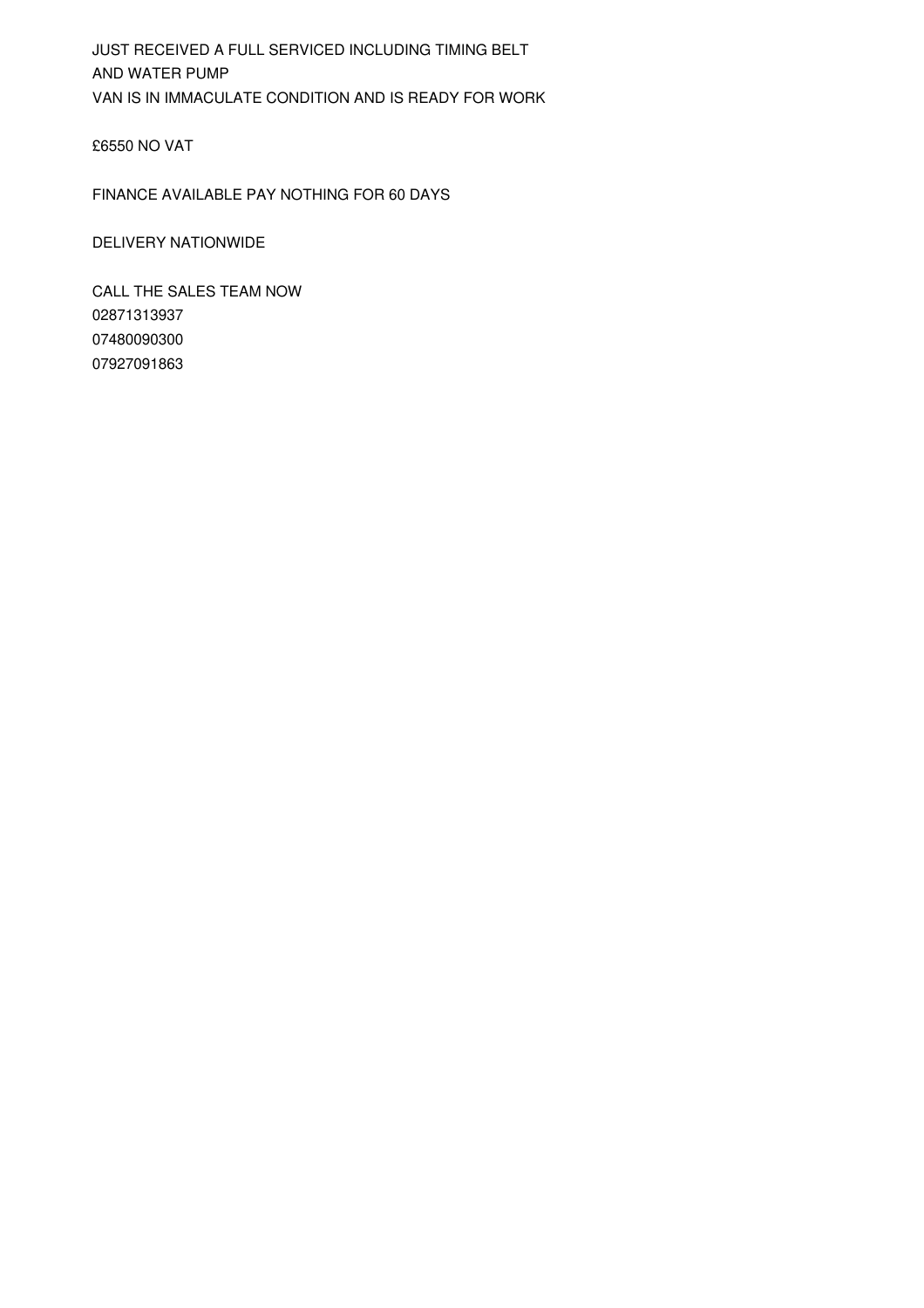JUST RECEIVED A FULL SERVICED INCLUDING TIMING BELT
AND WATER PUMP
VAN IS IN IMMACULATE CONDITION AND IS READY FOR WORK

£6550 NO VAT

FINANCE AVAILABLE PAY NOTHING FOR 60 DAYS

DELIVERY NATIONWIDE

CALL THE SALES TEAM NOW
02871313937
07480090300
07927091863